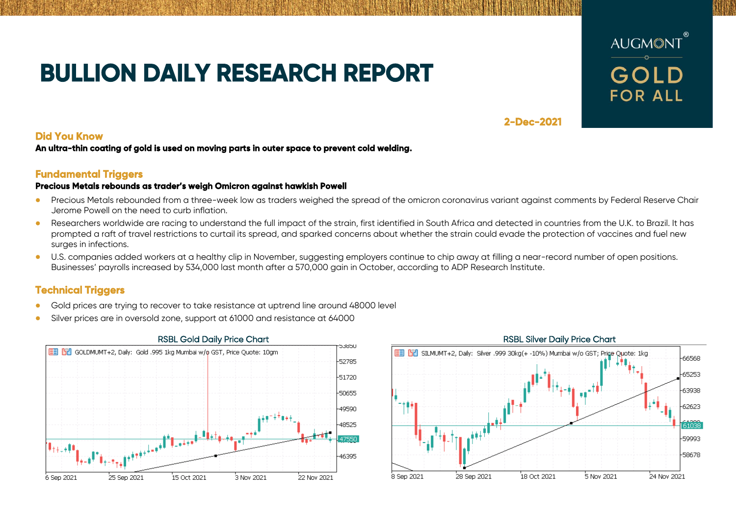# BULLION DAILY RESEARCH REPORT

AUGMONT® GOLD FOR ALL

2-Dec-2021

## Did You Know

**An ultra-thin coating of gold is used on moving parts in outer space to prevent cold welding.**

## Fundamental Triggers

**Precious Metals rebounds as trader's weigh Omicron against hawkish Powell**

- Precious Metals rebounded from a three-week low as traders weighed the spread of the omicron coronavirus variant against comments by Federal Reserve Chair Jerome Powell on the need to curb inflation.
- Researchers worldwide are racing to understand the full impact of the strain, first identified in South Africa and detected in countries from the U.K. to Brazil. It has prompted a raft of travel restrictions to curtail its spread, and sparked concerns about whether the strain could evade the protection of vaccines and fuel new surges in infections.
- U.S. companies added workers at a healthy clip in November, suggesting employers continue to chip away at filling a near-record number of open positions. Businesses' payrolls increased by 534,000 last month after a 570,000 gain in October, according to ADP Research Institute.

## Technical Triggers

- Gold prices are trying to recover to take resistance at uptrend line around 48000 level
- Silver prices are in oversold zone, support at 61000 and resistance at 64000

RSBL Gold Daily Price Chart

GOLDMUMT+2, Daily: Gold .995 1kg Mumbai w/o GST, Price Quote: 10gm

RSBL Silver Daily Price Chart

SILMUMT+2, Daily: Silver .999 30kg(+ -10%) Mumbai w/o GST; Price Quote: 1kg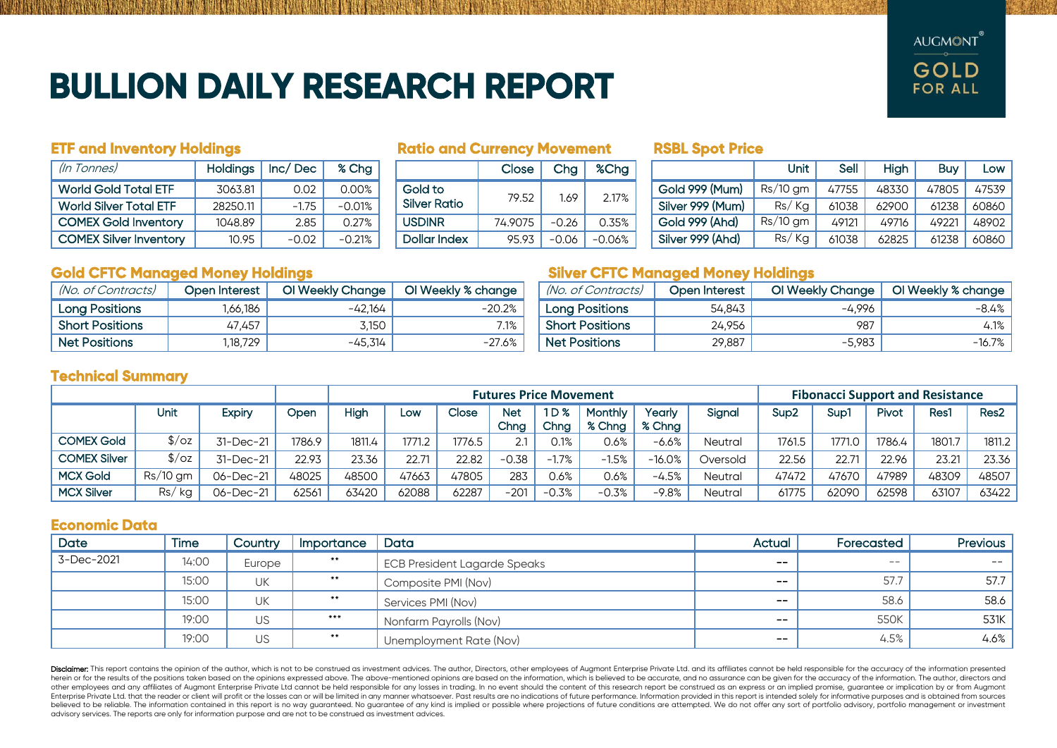# BULLION DAILY RESEARCH REPORT

AUGMONT GOLD FOR ALL

## ETF and Inventory Holdings

| *(In Tonnes)* | Holdings | Inc/ Dec | % Chg |
|---|---|---|---|
| World Gold Total ETF | 3063.81 | 0.02 | 0.00% |
| World Silver Total ETF | 28250.11 | -1.75 | -0.01% |
| COMEX Gold Inventory | 1048.89 | 2.85 | 0.27% |
| COMEX Silver Inventory | 10.95 | -0.02 | -0.21% |

## Ratio and Currency Movement

| | Close | Chg | %Chg |
|---|---|---|---|
| Gold to Silver Ratio | 79.52 | 1.69 | 2.17% |
| USDINR | 74.9075 | -0.26 | 0.35% |
| Dollar Index | 95.93 | -0.06 | -0.06% |

## RSBL Spot Price

| | Unit | Sell | High | Buy | Low |
|---|---|---|---|---|---|
| Gold 999 (Mum) | Rs/10 gm | 47755 | 48330 | 47805 | 47539 |
| Silver 999 (Mum) | Rs/ Kg | 61038 | 62900 | 61238 | 60860 |
| Gold 999 (Ahd) | Rs/10 gm | 49121 | 49716 | 49221 | 48902 |
| Silver 999 (Ahd) | Rs/ Kg | 61038 | 62825 | 61238 | 60860 |

## Gold CFTC Managed Money Holdings

| *(No. of Contracts)* | Open Interest | OI Weekly Change | OI Weekly % change |
|---|---|---|---|
| Long Positions | 1,66,186 | -42,164 | -20.2% |
| Short Positions | 47,457 | 3,150 | 7.1% |
| Net Positions | 1,18,729 | -45,314 | -27.6% |

## Silver CFTC Managed Money Holdings

| *(No. of Contracts)* | Open Interest | OI Weekly Change | OI Weekly % change |
|---|---|---|---|
| Long Positions | 54,843 | -4,996 | -8.4% |
| Short Positions | 24,956 | 987 | 4.1% |
| Net Positions | 29,887 | -5,983 | -16.7% |

## Technical Summary

| | | | | Futures Price Movement | | | | | | | | Fibonacci Support and Resistance | | | | |
|---|---|---|---|---|---|---|---|---|---|---|---|---|---|---|---|---|
| | Unit | Expiry | Open | High | Low | Close | Net Chng | 1 D % Chng | Monthly % Chng | Yearly % Chng | Signal | Sup2 | Sup1 | Pivot | Res1 | Res2 |
| COMEX Gold | $/oz | 31-Dec-21 | 1786.9 | 1811.4 | 1771.2 | 1776.5 | 2.1 | 0.1% | 0.6% | -6.6% | Neutral | 1761.5 | 1771.0 | 1786.4 | 1801.7 | 1811.2 |
| COMEX Silver | $/oz | 31-Dec-21 | 22.93 | 23.36 | 22.71 | 22.82 | -0.38 | -1.7% | -1.5% | -16.0% | Oversold | 22.56 | 22.71 | 22.96 | 23.21 | 23.36 |
| MCX Gold | Rs/10 gm | 06-Dec-21 | 48025 | 48500 | 47663 | 47805 | 283 | 0.6% | 0.6% | -4.5% | Neutral | 47472 | 47670 | 47989 | 48309 | 48507 |
| MCX Silver | Rs/ kg | 06-Dec-21 | 62561 | 63420 | 62088 | 62287 | -201 | -0.3% | -0.3% | -9.8% | Neutral | 61775 | 62090 | 62598 | 63107 | 63422 |

## Economic Data

| Date | Time | Country | Importance | Data | Actual | Forecasted | Previous |
|---|---|---|---|---|---|---|---|
| 3-Dec-2021 | 14:00 | Europe | ** | ECB President Lagarde Speaks | -- | -- | -- |
| | 15:00 | UK | ** | Composite PMI (Nov) | -- | 57.7 | 57.7 |
| | 15:00 | UK | ** | Services PMI (Nov) | -- | 58.6 | 58.6 |
| | 19:00 | US | *** | Nonfarm Payrolls (Nov) | -- | 550K | 531K |
| | 19:00 | US | ** | Unemployment Rate (Nov) | -- | 4.5% | 4.6% |

**Disclaimer:** This report contains the opinion of the author, which is not to be construed as investment advices. The author, Directors, other employees of Augmont Enterprise Private Ltd. and its affiliates cannot be held responsible for the accuracy of the information presented herein or for the results of the positions taken based on the opinions expressed above. The above-mentioned opinions are based on the information, which is believed to be accurate, and no assurance can be given for the accuracy of the information. The author, directors and other employees and any affiliates of Augmont Enterprise Private Ltd cannot be held responsible for any losses in trading. In no event should the content of this research report be construed as an express or an implied promise, guarantee or implication by or from Augmont Enterprise Private Ltd. that the reader or client will profit or the losses can or will be limited in any manner whatsoever. Past results are no indications of future performance. Information provided in this report is intended solely for informative purposes and is obtained from sources believed to be reliable. The information contained in this report is no way guaranteed. No guarantee of any kind is implied or possible where projections of future conditions are attempted. We do not offer any sort of portfolio advisory, portfolio management or investment advisory services. The reports are only for information purpose and are not to be construed as investment advices.